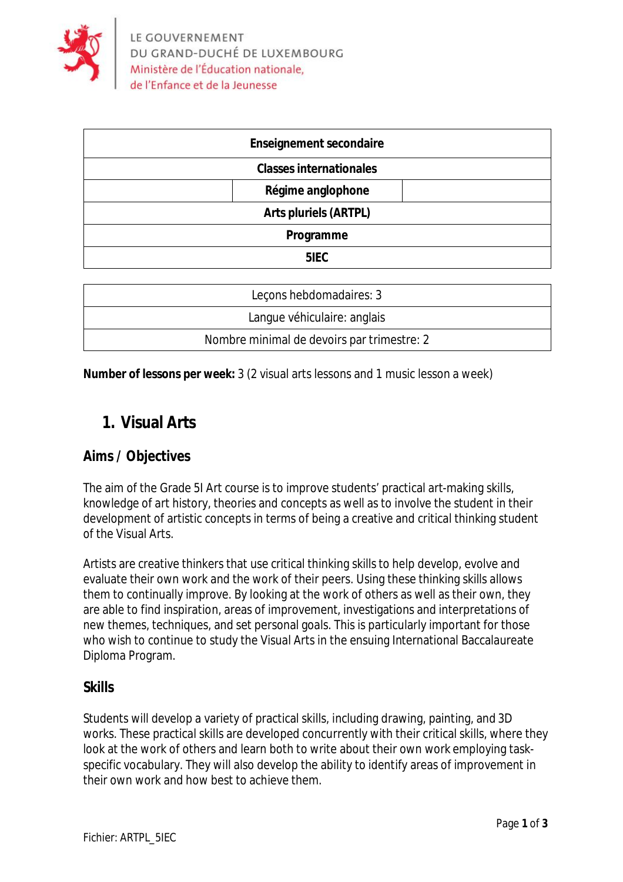LE GOUVERNEMENT
DU GRAND-DUCHÉ DE LUXEMBOURG
Ministère de l'Éducation nationale,
de l'Enfance et de la Jeunesse

| Enseignement secondaire |
| --- |
| Classes internationales |
| Régime anglophone |
| Arts pluriels (ARTPL) |
| Programme |
| 5IEC |

| Leçons hebdomadaires: 3 |
| --- |
| Langue véhiculaire: anglais |
| Nombre minimal de devoirs par trimestre: 2 |

**Number of lessons per week:** 3 (2 visual arts lessons and 1 music lesson a week)

# 1. Visual Arts

## Aims / Objectives

The aim of the Grade 5I Art course is to improve students' practical art-making skills, knowledge of art history, theories and concepts as well as to involve the student in their development of artistic concepts in terms of being a creative and critical thinking student of the Visual Arts.

Artists are creative thinkers that use critical thinking skills to help develop, evolve and evaluate their own work and the work of their peers. Using these thinking skills allows them to continually improve. By looking at the work of others as well as their own, they are able to find inspiration, areas of improvement, investigations and interpretations of new themes, techniques, and set personal goals. This is particularly important for those who wish to continue to study the Visual Arts in the ensuing International Baccalaureate Diploma Program.

## Skills

Students will develop a variety of practical skills, including drawing, painting, and 3D works. These practical skills are developed concurrently with their critical skills, where they look at the work of others and learn both to write about their own work employing task-specific vocabulary. They will also develop the ability to identify areas of improvement in their own work and how best to achieve them.

Fichier: ARTPL_5IEC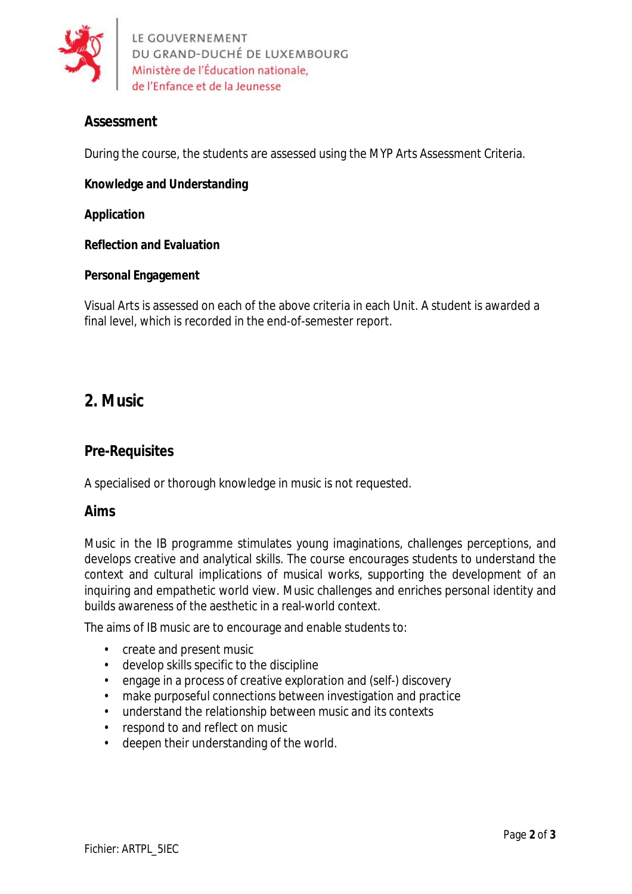### Assessment

During the course, the students are assessed using the MYP Arts Assessment Criteria.

**Knowledge and Understanding**

**Application**

**Reflection and Evaluation**

**Personal Engagement**

Visual Arts is assessed on each of the above criteria in each Unit. A student is awarded a final level, which is recorded in the end-of-semester report.

## 2. Music

### Pre-Requisites

A specialised or thorough knowledge in music is not requested.

### Aims

Music in the IB programme stimulates young imaginations, challenges perceptions, and develops creative and analytical skills. The course encourages students to understand the context and cultural implications of musical works, supporting the development of an inquiring and empathetic world view. Music challenges and enriches personal identity and builds awareness of the aesthetic in a real-world context.

The aims of IB music are to encourage and enable students to:

- create and present music
- develop skills specific to the discipline
- engage in a process of creative exploration and (self-) discovery
- make purposeful connections between investigation and practice
- understand the relationship between music and its contexts
- respond to and reflect on music
- deepen their understanding of the world.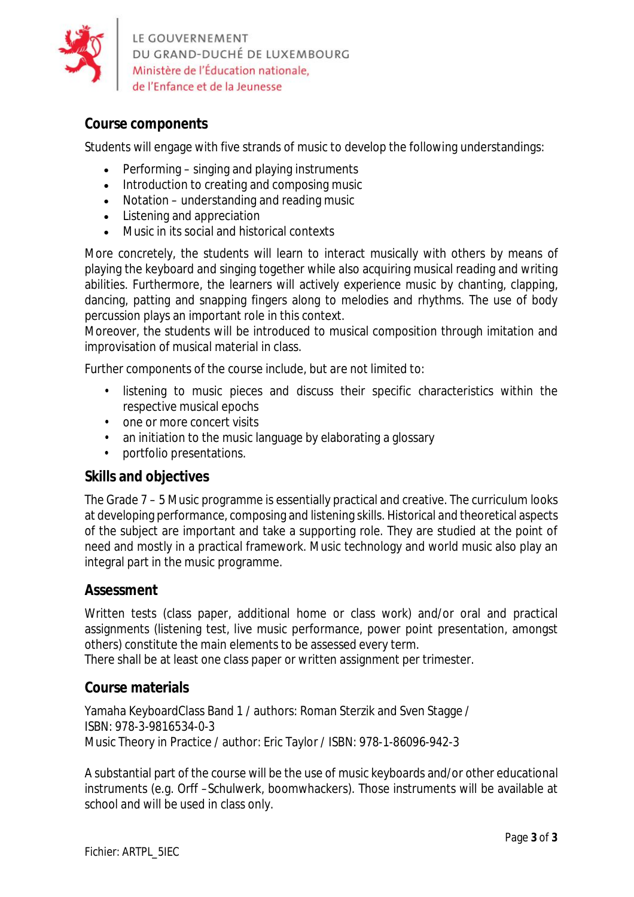## Course components

Students will engage with five strands of music to develop the following understandings:

- Performing – singing and playing instruments
- Introduction to creating and composing music
- Notation – understanding and reading music
- Listening and appreciation
- Music in its social and historical contexts

More concretely, the students will learn to interact musically with others by means of playing the keyboard and singing together while also acquiring musical reading and writing abilities. Furthermore, the learners will actively experience music by chanting, clapping, dancing, patting and snapping fingers along to melodies and rhythms. The use of body percussion plays an important role in this context.
Moreover, the students will be introduced to musical composition through imitation and improvisation of musical material in class.

Further components of the course include, but are not limited to:

- listening to music pieces and discuss their specific characteristics within the respective musical epochs
- one or more concert visits
- an initiation to the music language by elaborating a glossary
- portfolio presentations.

## Skills and objectives

The Grade 7 – 5 Music programme is essentially practical and creative. The curriculum looks at developing performance, composing and listening skills. Historical and theoretical aspects of the subject are important and take a supporting role. They are studied at the point of need and mostly in a practical framework. Music technology and world music also play an integral part in the music programme.

## Assessment

Written tests (class paper, additional home or class work) and/or oral and practical assignments (listening test, live music performance, power point presentation, amongst others) constitute the main elements to be assessed every term.
There shall be at least one class paper or written assignment per trimester.

## Course materials

Yamaha KeyboardClass Band 1 / authors: Roman Sterzik and Sven Stagge /
ISBN: 978-3-9816534-0-3
Music Theory in Practice / author: Eric Taylor / ISBN: 978-1-86096-942-3

A substantial part of the course will be the use of music keyboards and/or other educational instruments (e.g. Orff –Schulwerk, boomwhackers). Those instruments will be available at school and will be used in class only.

Fichier: ARTPL_5IEC